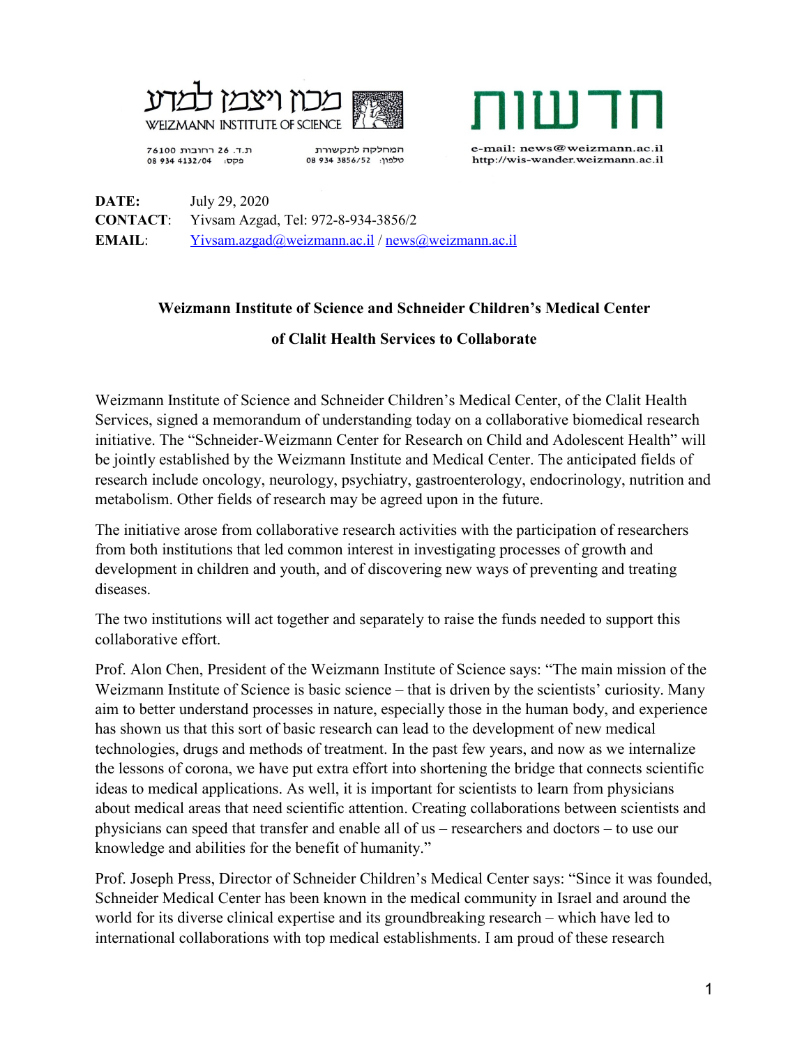מכון ויצמן למדע
WEIZMANN INSTITUTE OF SCIENCE

חדשות

ת.ד. 26 רחובות 76100
פקס: 08 934 4132/04

המחלקה לתקשורת
טלפון: 08 934 3856/52

e-mail: news@weizmann.ac.il
http://wis-wander.weizmann.ac.il

**DATE:** July 29, 2020
**CONTACT**: Yivsam Azgad, Tel: 972-8-934-3856/2
**EMAIL**: Yivsam.azgad@weizmann.ac.il / news@weizmann.ac.il

**Weizmann Institute of Science and Schneider Children's Medical Center of Clalit Health Services to Collaborate**

Weizmann Institute of Science and Schneider Children's Medical Center, of the Clalit Health Services, signed a memorandum of understanding today on a collaborative biomedical research initiative. The "Schneider-Weizmann Center for Research on Child and Adolescent Health" will be jointly established by the Weizmann Institute and Medical Center. The anticipated fields of research include oncology, neurology, psychiatry, gastroenterology, endocrinology, nutrition and metabolism. Other fields of research may be agreed upon in the future.

The initiative arose from collaborative research activities with the participation of researchers from both institutions that led common interest in investigating processes of growth and development in children and youth, and of discovering new ways of preventing and treating diseases.

The two institutions will act together and separately to raise the funds needed to support this collaborative effort.

Prof. Alon Chen, President of the Weizmann Institute of Science says: "The main mission of the Weizmann Institute of Science is basic science – that is driven by the scientists' curiosity. Many aim to better understand processes in nature, especially those in the human body, and experience has shown us that this sort of basic research can lead to the development of new medical technologies, drugs and methods of treatment. In the past few years, and now as we internalize the lessons of corona, we have put extra effort into shortening the bridge that connects scientific ideas to medical applications. As well, it is important for scientists to learn from physicians about medical areas that need scientific attention. Creating collaborations between scientists and physicians can speed that transfer and enable all of us – researchers and doctors – to use our knowledge and abilities for the benefit of humanity."

Prof. Joseph Press, Director of Schneider Children's Medical Center says: "Since it was founded, Schneider Medical Center has been known in the medical community in Israel and around the world for its diverse clinical expertise and its groundbreaking research – which have led to international collaborations with top medical establishments. I am proud of these research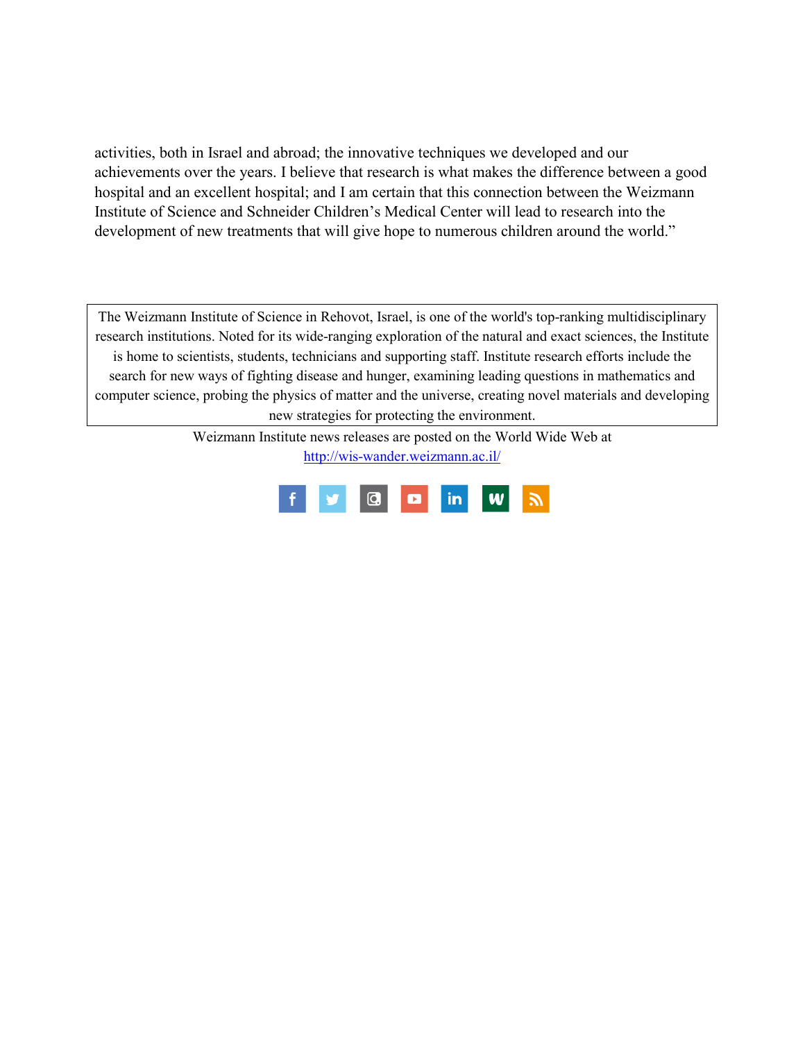activities, both in Israel and abroad; the innovative techniques we developed and our achievements over the years. I believe that research is what makes the difference between a good hospital and an excellent hospital; and I am certain that this connection between the Weizmann Institute of Science and Schneider Children's Medical Center will lead to research into the development of new treatments that will give hope to numerous children around the world."

The Weizmann Institute of Science in Rehovot, Israel, is one of the world's top-ranking multidisciplinary research institutions. Noted for its wide-ranging exploration of the natural and exact sciences, the Institute is home to scientists, students, technicians and supporting staff. Institute research efforts include the search for new ways of fighting disease and hunger, examining leading questions in mathematics and computer science, probing the physics of matter and the universe, creating novel materials and developing new strategies for protecting the environment.

Weizmann Institute news releases are posted on the World Wide Web at
[http://wis-wander.weizmann.ac.il/](http://wis-wander.weizmann.ac.il/)